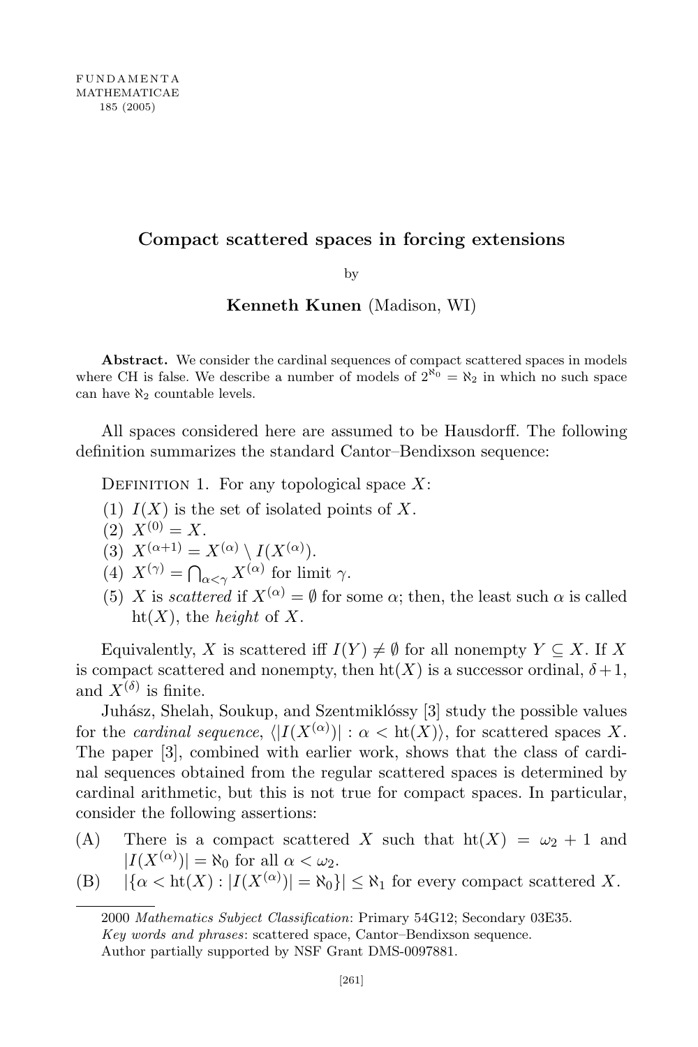# Compact scattered spaces in forcing extensions

by

**Kenneth Kunen** (Madison, WI)

**Abstract.** We consider the cardinal sequences of compact scattered spaces in models where CH is false. We describe a number of models of $2^{\aleph_0} = \aleph_2$ in which no such space can have $\aleph_2$ countable levels.

All spaces considered here are assumed to be Hausdorff. The following definition summarizes the standard Cantor–Bendixson sequence:

Definition 1. For any topological space $X$:

(1) $I(X)$ is the set of isolated points of $X$.

(2) $X^{(0)} = X$.

(3) $X^{(\alpha+1)} = X^{(\alpha)} \setminus I(X^{(\alpha)})$.

(4) $X^{(\gamma)} = \bigcap_{\alpha<\gamma} X^{(\alpha)}$ for limit $\gamma$.

(5) $X$ is *scattered* if $X^{(\alpha)} = \emptyset$ for some $\alpha$; then, the least such $\alpha$ is called $\mathrm{ht}(X)$, the *height* of $X$.

Equivalently, $X$ is scattered iff $I(Y) \neq \emptyset$ for all nonempty $Y \subseteq X$. If $X$ is compact scattered and nonempty, then $\mathrm{ht}(X)$ is a successor ordinal, $\delta+1$, and $X^{(\delta)}$ is finite.

Juhász, Shelah, Soukup, and Szentmiklóssy [3] study the possible values for the *cardinal sequence*, $\langle |I(X^{(\alpha)})| : \alpha < \mathrm{ht}(X)\rangle$, for scattered spaces $X$. The paper [3], combined with earlier work, shows that the class of cardinal sequences obtained from the regular scattered spaces is determined by cardinal arithmetic, but this is not true for compact spaces. In particular, consider the following assertions:

(A) There is a compact scattered $X$ such that $\mathrm{ht}(X) = \omega_2 + 1$ and $|I(X^{(\alpha)})| = \aleph_0$ for all $\alpha < \omega_2$.

(B) $|\{\alpha < \mathrm{ht}(X) : |I(X^{(\alpha)})| = \aleph_0\}| \leq \aleph_1$ for every compact scattered $X$.

---

2000 *Mathematics Subject Classification*: Primary 54G12; Secondary 03E35.

*Key words and phrases*: scattered space, Cantor–Bendixson sequence.

Author partially supported by NSF Grant DMS-0097881.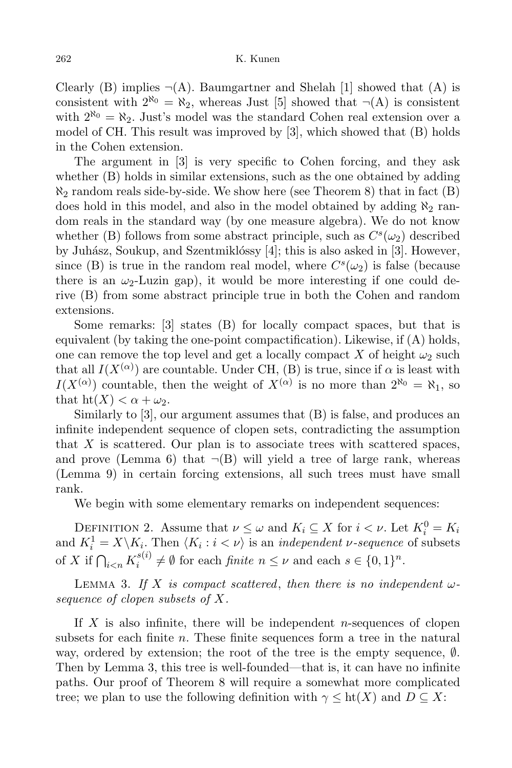Clearly (B) implies ¬(A). Baumgartner and Shelah [1] showed that (A) is consistent with $2^{\aleph_0} = \aleph_2$, whereas Just [5] showed that ¬(A) is consistent with $2^{\aleph_0} = \aleph_2$. Just's model was the standard Cohen real extension over a model of CH. This result was improved by [3], which showed that (B) holds in the Cohen extension.

The argument in [3] is very specific to Cohen forcing, and they ask whether (B) holds in similar extensions, such as the one obtained by adding $\aleph_2$ random reals side-by-side. We show here (see Theorem 8) that in fact (B) does hold in this model, and also in the model obtained by adding $\aleph_2$ random reals in the standard way (by one measure algebra). We do not know whether (B) follows from some abstract principle, such as $C^s(\omega_2)$ described by Juhász, Soukup, and Szentmiklóssy [4]; this is also asked in [3]. However, since (B) is true in the random real model, where $C^s(\omega_2)$ is false (because there is an $\omega_2$-Luzin gap), it would be more interesting if one could derive (B) from some abstract principle true in both the Cohen and random extensions.

Some remarks: [3] states (B) for locally compact spaces, but that is equivalent (by taking the one-point compactification). Likewise, if (A) holds, one can remove the top level and get a locally compact $X$ of height $\omega_2$ such that all $I(X^{(\alpha)})$ are countable. Under CH, (B) is true, since if $\alpha$ is least with $I(X^{(\alpha)})$ countable, then the weight of $X^{(\alpha)}$ is no more than $2^{\aleph_0} = \aleph_1$, so that $\mathrm{ht}(X) < \alpha + \omega_2$.

Similarly to [3], our argument assumes that (B) is false, and produces an infinite independent sequence of clopen sets, contradicting the assumption that $X$ is scattered. Our plan is to associate trees with scattered spaces, and prove (Lemma 6) that ¬(B) will yield a tree of large rank, whereas (Lemma 9) in certain forcing extensions, all such trees must have small rank.

We begin with some elementary remarks on independent sequences:

Definition 2. Assume that $\nu \le \omega$ and $K_i \subseteq X$ for $i < \nu$. Let $K_i^0 = K_i$ and $K_i^1 = X \backslash K_i$. Then $\langle K_i : i < \nu \rangle$ is an *independent $\nu$-sequence* of subsets of $X$ if $\bigcap_{i<n} K_i^{s(i)} \neq \emptyset$ for each *finite* $n \le \nu$ and each $s \in \{0,1\}^n$.

Lemma 3. *If $X$ is compact scattered, then there is no independent $\omega$-sequence of clopen subsets of $X$.*

If $X$ is also infinite, there will be independent $n$-sequences of clopen subsets for each finite $n$. These finite sequences form a tree in the natural way, ordered by extension; the root of the tree is the empty sequence, $\emptyset$. Then by Lemma 3, this tree is well-founded—that is, it can have no infinite paths. Our proof of Theorem 8 will require a somewhat more complicated tree; we plan to use the following definition with $\gamma \le \mathrm{ht}(X)$ and $D \subseteq X$: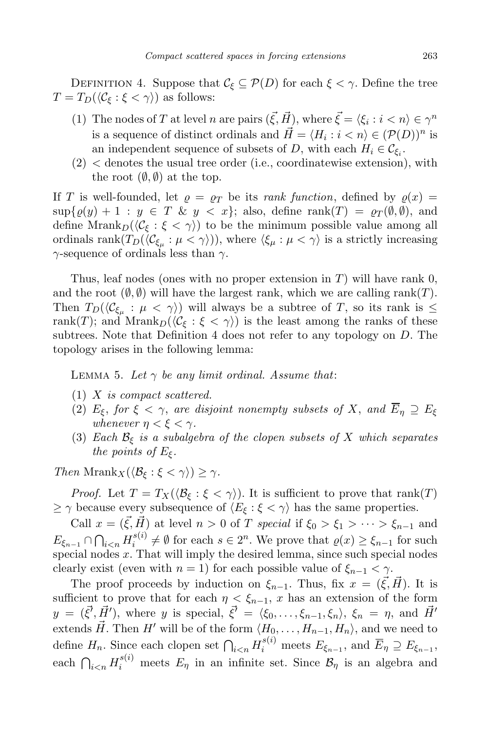Definition 4. Suppose that $\mathcal{C}_\xi \subseteq \mathcal{P}(D)$ for each $\xi < \gamma$. Define the tree $T = T_D(\langle \mathcal{C}_\xi : \xi < \gamma \rangle)$ as follows:

1. The nodes of $T$ at level $n$ are pairs $(\vec{\xi}, \vec{H})$, where $\vec{\xi} = \langle \xi_i : i < n \rangle \in \gamma^n$ is a sequence of distinct ordinals and $\vec{H} = \langle H_i : i < n \rangle \in (\mathcal{P}(D))^n$ is an independent sequence of subsets of $D$, with each $H_i \in \mathcal{C}_{\xi_i}$.
2. $<$ denotes the usual tree order (i.e., coordinatewise extension), with the root $(\emptyset, \emptyset)$ at the top.

If $T$ is well-founded, let $\varrho = \varrho_T$ be its *rank function*, defined by $\varrho(x) = \sup\{\varrho(y) + 1 : y \in T \ \& \ y < x\}$; also, define $\mathrm{rank}(T) = \varrho_T(\emptyset, \emptyset)$, and define $\mathrm{Mrank}_D(\langle \mathcal{C}_\xi : \xi < \gamma \rangle)$ to be the minimum possible value among all ordinals $\mathrm{rank}(T_D(\langle \mathcal{C}_{\xi_\mu} : \mu < \gamma \rangle))$, where $\langle \xi_\mu : \mu < \gamma \rangle$ is a strictly increasing $\gamma$-sequence of ordinals less than $\gamma$.

Thus, leaf nodes (ones with no proper extension in $T$) will have rank 0, and the root $(\emptyset, \emptyset)$ will have the largest rank, which we are calling $\mathrm{rank}(T)$. Then $T_D(\langle \mathcal{C}_{\xi_\mu} : \mu < \gamma \rangle)$ will always be a subtree of $T$, so its rank is $\leq \mathrm{rank}(T)$; and $\mathrm{Mrank}_D(\langle \mathcal{C}_\xi : \xi < \gamma \rangle)$ is the least among the ranks of these subtrees. Note that Definition 4 does not refer to any topology on $D$. The topology arises in the following lemma:

Lemma 5. *Let $\gamma$ be any limit ordinal. Assume that*:

1. *$X$ is compact scattered.*
2. *$E_\xi$, for $\xi < \gamma$, are disjoint nonempty subsets of $X$, and $\overline{E}_\eta \supseteq E_\xi$ whenever $\eta < \xi < \gamma$.*
3. *Each $\mathcal{B}_\xi$ is a subalgebra of the clopen subsets of $X$ which separates the points of $E_\xi$.*

*Then* $\mathrm{Mrank}_X(\langle \mathcal{B}_\xi : \xi < \gamma \rangle) \geq \gamma$.

*Proof.* Let $T = T_X(\langle \mathcal{B}_\xi : \xi < \gamma \rangle)$. It is sufficient to prove that $\mathrm{rank}(T) \geq \gamma$ because every subsequence of $\langle E_\xi : \xi < \gamma \rangle$ has the same properties.

Call $x = (\vec{\xi}, \vec{H})$ at level $n > 0$ of $T$ *special* if $\xi_0 > \xi_1 > \cdots > \xi_{n-1}$ and $E_{\xi_{n-1}} \cap \bigcap_{i<n} H_i^{s(i)} \neq \emptyset$ for each $s \in 2^n$. We prove that $\varrho(x) \geq \xi_{n-1}$ for such special nodes $x$. That will imply the desired lemma, since such special nodes clearly exist (even with $n = 1$) for each possible value of $\xi_{n-1} < \gamma$.

The proof proceeds by induction on $\xi_{n-1}$. Thus, fix $x = (\vec{\xi}, \vec{H})$. It is sufficient to prove that for each $\eta < \xi_{n-1}$, $x$ has an extension of the form $y = (\vec{\xi}', \vec{H}')$, where $y$ is special, $\vec{\xi}' = \langle \xi_0, \ldots, \xi_{n-1}, \xi_n \rangle$, $\xi_n = \eta$, and $\vec{H}'$ extends $\vec{H}$. Then $H'$ will be of the form $\langle H_0, \ldots, H_{n-1}, H_n \rangle$, and we need to define $H_n$. Since each clopen set $\bigcap_{i<n} H_i^{s(i)}$ meets $E_{\xi_{n-1}}$, and $\overline{E}_\eta \supseteq E_{\xi_{n-1}}$, each $\bigcap_{i<n} H_i^{s(i)}$ meets $E_\eta$ in an infinite set. Since $\mathcal{B}_\eta$ is an algebra and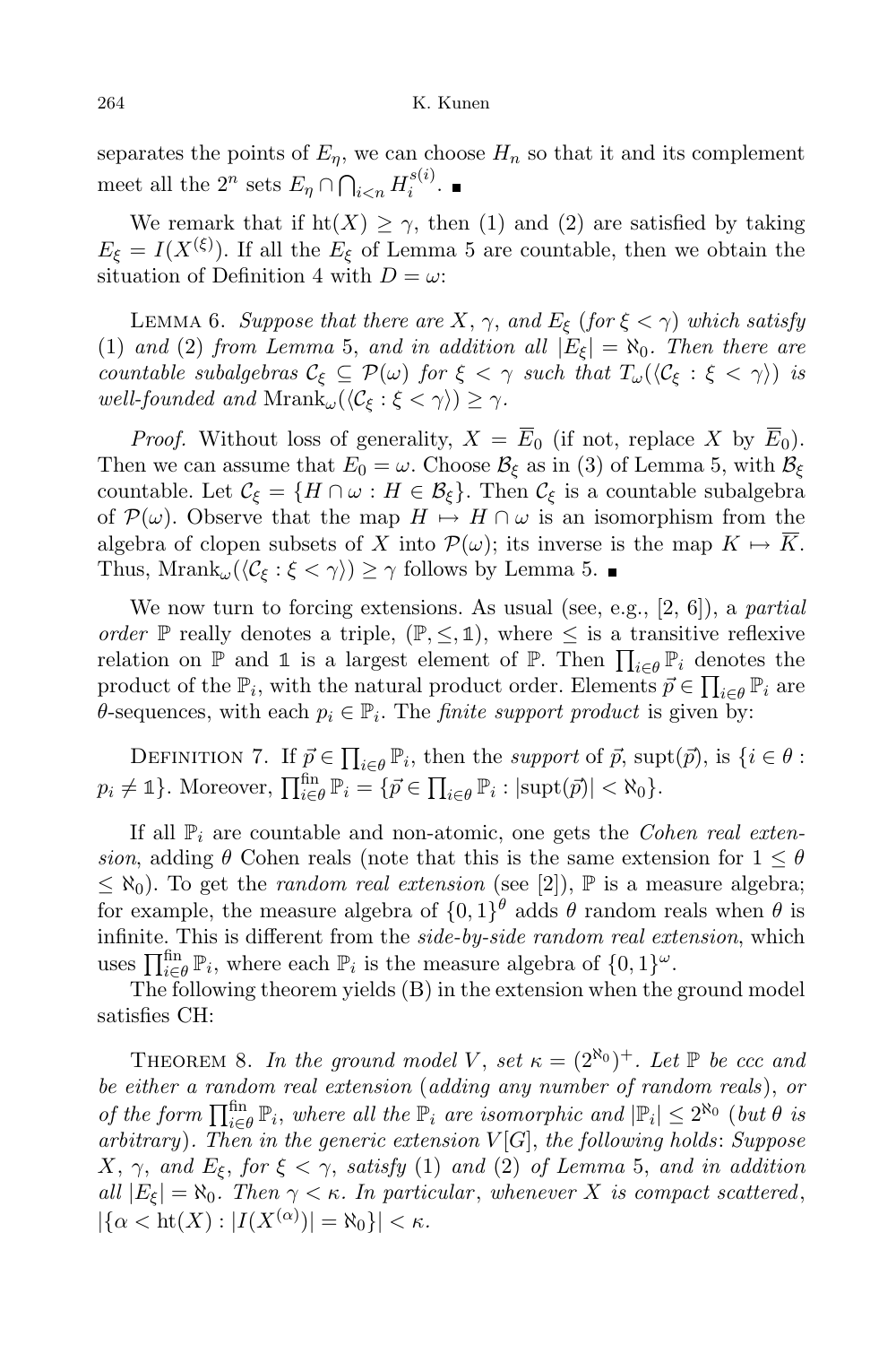separates the points of $E_\eta$, we can choose $H_n$ so that it and its complement meet all the $2^n$ sets $E_\eta \cap \bigcap_{i<n} H_i^{s(i)}$. ■

We remark that if $\mathrm{ht}(X) \geq \gamma$, then (1) and (2) are satisfied by taking $E_\xi = I(X^{(\xi)})$. If all the $E_\xi$ of Lemma 5 are countable, then we obtain the situation of Definition 4 with $D = \omega$:

LEMMA 6. *Suppose that there are $X$, $\gamma$, and $E_\xi$ (for $\xi < \gamma$) which satisfy (1) and (2) from Lemma 5, and in addition all $|E_\xi| = \aleph_0$. Then there are countable subalgebras $\mathcal{C}_\xi \subseteq \mathcal{P}(\omega)$ for $\xi < \gamma$ such that $T_\omega(\langle \mathcal{C}_\xi : \xi < \gamma \rangle)$ is well-founded and $\mathrm{Mrank}_\omega(\langle \mathcal{C}_\xi : \xi < \gamma \rangle) \geq \gamma$.*

*Proof.* Without loss of generality, $X = \overline{E}_0$ (if not, replace $X$ by $\overline{E}_0$). Then we can assume that $E_0 = \omega$. Choose $\mathcal{B}_\xi$ as in (3) of Lemma 5, with $\mathcal{B}_\xi$ countable. Let $\mathcal{C}_\xi = \{H \cap \omega : H \in \mathcal{B}_\xi\}$. Then $\mathcal{C}_\xi$ is a countable subalgebra of $\mathcal{P}(\omega)$. Observe that the map $H \mapsto H \cap \omega$ is an isomorphism from the algebra of clopen subsets of $X$ into $\mathcal{P}(\omega)$; its inverse is the map $K \mapsto \overline{K}$. Thus, $\mathrm{Mrank}_\omega(\langle \mathcal{C}_\xi : \xi < \gamma \rangle) \geq \gamma$ follows by Lemma 5. ■

We now turn to forcing extensions. As usual (see, e.g., [2, 6]), a *partial order* $\mathbb{P}$ really denotes a triple, $(\mathbb{P}, \leq, \mathbb{1})$, where $\leq$ is a transitive reflexive relation on $\mathbb{P}$ and $\mathbb{1}$ is a largest element of $\mathbb{P}$. Then $\prod_{i\in\theta} \mathbb{P}_i$ denotes the product of the $\mathbb{P}_i$, with the natural product order. Elements $\vec{p} \in \prod_{i\in\theta} \mathbb{P}_i$ are $\theta$-sequences, with each $p_i \in \mathbb{P}_i$. The *finite support product* is given by:

DEFINITION 7. If $\vec{p} \in \prod_{i\in\theta} \mathbb{P}_i$, then the *support* of $\vec{p}$, $\mathrm{supt}(\vec{p})$, is $\{i \in \theta : p_i \neq \mathbb{1}\}$. Moreover, $\prod^{\mathrm{fin}}_{i\in\theta} \mathbb{P}_i = \{\vec{p} \in \prod_{i\in\theta} \mathbb{P}_i : |\mathrm{supt}(\vec{p})| < \aleph_0\}$.

If all $\mathbb{P}_i$ are countable and non-atomic, one gets the *Cohen real extension*, adding $\theta$ Cohen reals (note that this is the same extension for $1 \leq \theta \leq \aleph_0$). To get the *random real extension* (see [2]), $\mathbb{P}$ is a measure algebra; for example, the measure algebra of $\{0,1\}^\theta$ adds $\theta$ random reals when $\theta$ is infinite. This is different from the *side-by-side random real extension*, which uses $\prod^{\mathrm{fin}}_{i\in\theta} \mathbb{P}_i$, where each $\mathbb{P}_i$ is the measure algebra of $\{0,1\}^\omega$.

The following theorem yields (B) in the extension when the ground model satisfies CH:

THEOREM 8. *In the ground model $V$, set $\kappa = (2^{\aleph_0})^+$. Let $\mathbb{P}$ be ccc and be either a random real extension (adding any number of random reals), or of the form $\prod^{\mathrm{fin}}_{i\in\theta} \mathbb{P}_i$, where all the $\mathbb{P}_i$ are isomorphic and $|\mathbb{P}_i| \leq 2^{\aleph_0}$ (but $\theta$ is arbitrary). Then in the generic extension $V[G]$, the following holds: Suppose $X$, $\gamma$, and $E_\xi$, for $\xi < \gamma$, satisfy (1) and (2) of Lemma 5, and in addition all $|E_\xi| = \aleph_0$. Then $\gamma < \kappa$. In particular, whenever $X$ is compact scattered, $|\{\alpha < \mathrm{ht}(X) : |I(X^{(\alpha)})| = \aleph_0\}| < \kappa$.*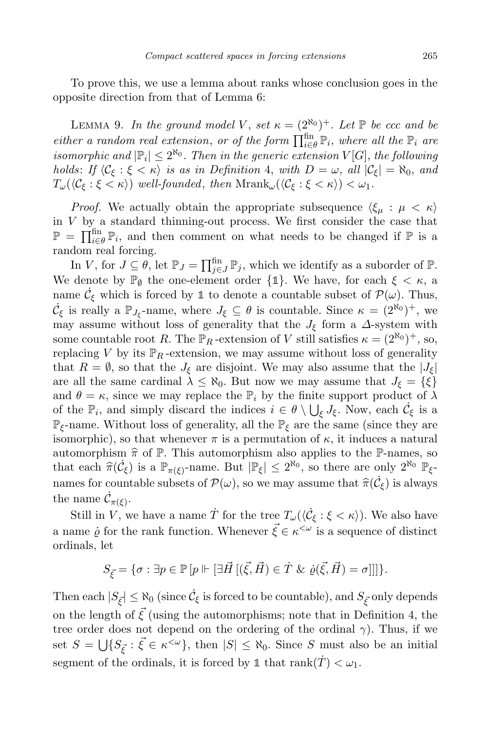To prove this, we use a lemma about ranks whose conclusion goes in the opposite direction from that of Lemma 6:

Lemma 9. *In the ground model $V$, set $\kappa = (2^{\aleph_0})^+$. Let $\mathbb{P}$ be ccc and be either a random real extension, or of the form $\prod^{\mathrm{fin}}_{i\in\theta} \mathbb{P}_i$, where all the $\mathbb{P}_i$ are isomorphic and $|\mathbb{P}_i| \le 2^{\aleph_0}$. Then in the generic extension $V[G]$, the following holds*: *If $\langle \mathcal{C}_\xi : \xi < \kappa\rangle$ is as in Definition* 4, *with $D = \omega$, all $|\mathcal{C}_\xi| = \aleph_0$, and $T_\omega(\langle \mathcal{C}_\xi : \xi < \kappa\rangle)$ well-founded, then $\mathrm{Mrank}_\omega(\langle \mathcal{C}_\xi : \xi < \kappa\rangle) < \omega_1$.*

*Proof.* We actually obtain the appropriate subsequence $\langle \xi_\mu : \mu < \kappa\rangle$ in $V$ by a standard thinning-out process. We first consider the case that $\mathbb{P} = \prod^{\mathrm{fin}}_{i\in\theta} \mathbb{P}_i$, and then comment on what needs to be changed if $\mathbb{P}$ is a random real forcing.

In $V$, for $J \subseteq \theta$, let $\mathbb{P}_J = \prod^{\mathrm{fin}}_{j\in J} \mathbb{P}_j$, which we identify as a suborder of $\mathbb{P}$. We denote by $\mathbb{P}_\emptyset$ the one-element order $\{\mathbb{1}\}$. We have, for each $\xi < \kappa$, a name $\dot{\mathcal{C}}_\xi$ which is forced by $\mathbb{1}$ to denote a countable subset of $\mathcal{P}(\omega)$. Thus, $\dot{\mathcal{C}}_\xi$ is really a $\mathbb{P}_{J_\xi}$-name, where $J_\xi \subseteq \theta$ is countable. Since $\kappa = (2^{\aleph_0})^+$, we may assume without loss of generality that the $J_\xi$ form a $\Delta$-system with some countable root $R$. The $\mathbb{P}_R$-extension of $V$ still satisfies $\kappa = (2^{\aleph_0})^+$, so, replacing $V$ by its $\mathbb{P}_R$-extension, we may assume without loss of generality that $R = \emptyset$, so that the $J_\xi$ are disjoint. We may also assume that the $|J_\xi|$ are all the same cardinal $\lambda \le \aleph_0$. But now we may assume that $J_\xi = \{\xi\}$ and $\theta = \kappa$, since we may replace the $\mathbb{P}_i$ by the finite support product of $\lambda$ of the $\mathbb{P}_i$, and simply discard the indices $i \in \theta \setminus \bigcup_\xi J_\xi$. Now, each $\dot{\mathcal{C}}_\xi$ is a $\mathbb{P}_\xi$-name. Without loss of generality, all the $\mathbb{P}_\xi$ are the same (since they are isomorphic), so that whenever $\pi$ is a permutation of $\kappa$, it induces a natural automorphism $\widehat{\pi}$ of $\mathbb{P}$. This automorphism also applies to the $\mathbb{P}$-names, so that each $\widehat{\pi}(\dot{\mathcal{C}}_\xi)$ is a $\mathbb{P}_{\pi(\xi)}$-name. But $|\mathbb{P}_\xi| \le 2^{\aleph_0}$, so there are only $2^{\aleph_0}$ $\mathbb{P}_\xi$-names for countable subsets of $\mathcal{P}(\omega)$, so we may assume that $\widehat{\pi}(\dot{\mathcal{C}}_\xi)$ is always the name $\dot{\mathcal{C}}_{\pi(\xi)}$.

Still in $V$, we have a name $\dot{T}$ for the tree $T_\omega(\langle \dot{\mathcal{C}}_\xi : \xi < \kappa\rangle)$. We also have a name $\dot{\varrho}$ for the rank function. Whenever $\vec{\xi} \in \kappa^{<\omega}$ is a sequence of distinct ordinals, let

$$S_{\vec{\xi}} = \{\sigma : \exists p \in \mathbb{P}\, [p \Vdash [\exists \vec{H}\, [(\vec{\xi}, \vec{H}) \in \dot{T} \ \&\ \dot{\varrho}(\vec{\xi}, \vec{H}) = \sigma]]]\}.$$

Then each $|S_{\vec{\xi}}| \le \aleph_0$ (since $\dot{\mathcal{C}}_\xi$ is forced to be countable), and $S_{\vec{\xi}}$ only depends on the length of $\vec{\xi}$ (using the automorphisms; note that in Definition 4, the tree order does not depend on the ordering of the ordinal $\gamma$). Thus, if we set $S = \bigcup\{S_{\vec{\xi}} : \vec{\xi} \in \kappa^{<\omega}\}$, then $|S| \le \aleph_0$. Since $S$ must also be an initial segment of the ordinals, it is forced by $\mathbb{1}$ that $\mathrm{rank}(\dot{T}) < \omega_1$.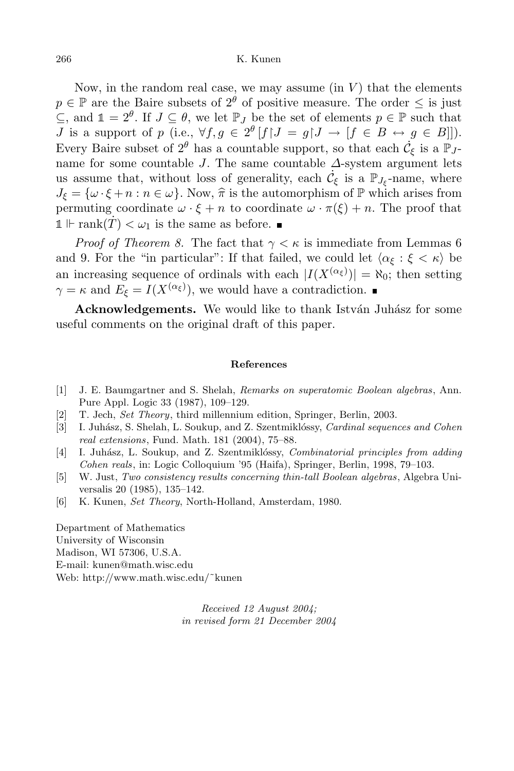Now, in the random real case, we may assume (in $V$) that the elements $p \in \mathbb{P}$ are the Baire subsets of $2^\theta$ of positive measure. The order $\leq$ is just $\subseteq$, and $\mathbb{1} = 2^\theta$. If $J \subseteq \theta$, we let $\mathbb{P}_J$ be the set of elements $p \in \mathbb{P}$ such that $J$ is a support of $p$ (i.e., $\forall f, g \in 2^\theta\,[f{\restriction}J = g{\restriction}J \to [f \in B \leftrightarrow g \in B]]$). Every Baire subset of $2^\theta$ has a countable support, so that each $\dot{\mathcal{C}}_\xi$ is a $\mathbb{P}_J$-name for some countable $J$. The same countable $\Delta$-system argument lets us assume that, without loss of generality, each $\dot{\mathcal{C}}_\xi$ is a $\mathbb{P}_{J_\xi}$-name, where $J_\xi = \{\omega \cdot \xi + n : n \in \omega\}$. Now, $\widehat{\pi}$ is the automorphism of $\mathbb{P}$ which arises from permuting coordinate $\omega \cdot \xi + n$ to coordinate $\omega \cdot \pi(\xi) + n$. The proof that $\mathbb{1} \Vdash \operatorname{rank}(\dot{T}) < \omega_1$ is the same as before. ∎

*Proof of Theorem 8.* The fact that $\gamma < \kappa$ is immediate from Lemmas 6 and 9. For the "in particular": If that failed, we could let $\langle \alpha_\xi : \xi < \kappa \rangle$ be an increasing sequence of ordinals with each $|I(X^{(\alpha_\xi)})| = \aleph_0$; then setting $\gamma = \kappa$ and $E_\xi = I(X^{(\alpha_\xi)})$, we would have a contradiction. ∎

**Acknowledgements.** We would like to thank István Juhász for some useful comments on the original draft of this paper.

## References

[1] J. E. Baumgartner and S. Shelah, *Remarks on superatomic Boolean algebras*, Ann. Pure Appl. Logic 33 (1987), 109–129.

[2] T. Jech, *Set Theory*, third millennium edition, Springer, Berlin, 2003.

[3] I. Juhász, S. Shelah, L. Soukup, and Z. Szentmiklóssy, *Cardinal sequences and Cohen real extensions*, Fund. Math. 181 (2004), 75–88.

[4] I. Juhász, L. Soukup, and Z. Szentmiklóssy, *Combinatorial principles from adding Cohen reals*, in: Logic Colloquium '95 (Haifa), Springer, Berlin, 1998, 79–103.

[5] W. Just, *Two consistency results concerning thin-tall Boolean algebras*, Algebra Universalis 20 (1985), 135–142.

[6] K. Kunen, *Set Theory*, North-Holland, Amsterdam, 1980.

Department of Mathematics
University of Wisconsin
Madison, WI 57306, U.S.A.
E-mail: kunen@math.wisc.edu
Web: http://www.math.wisc.edu/~kunen

*Received 12 August 2004;*
*in revised form 21 December 2004*